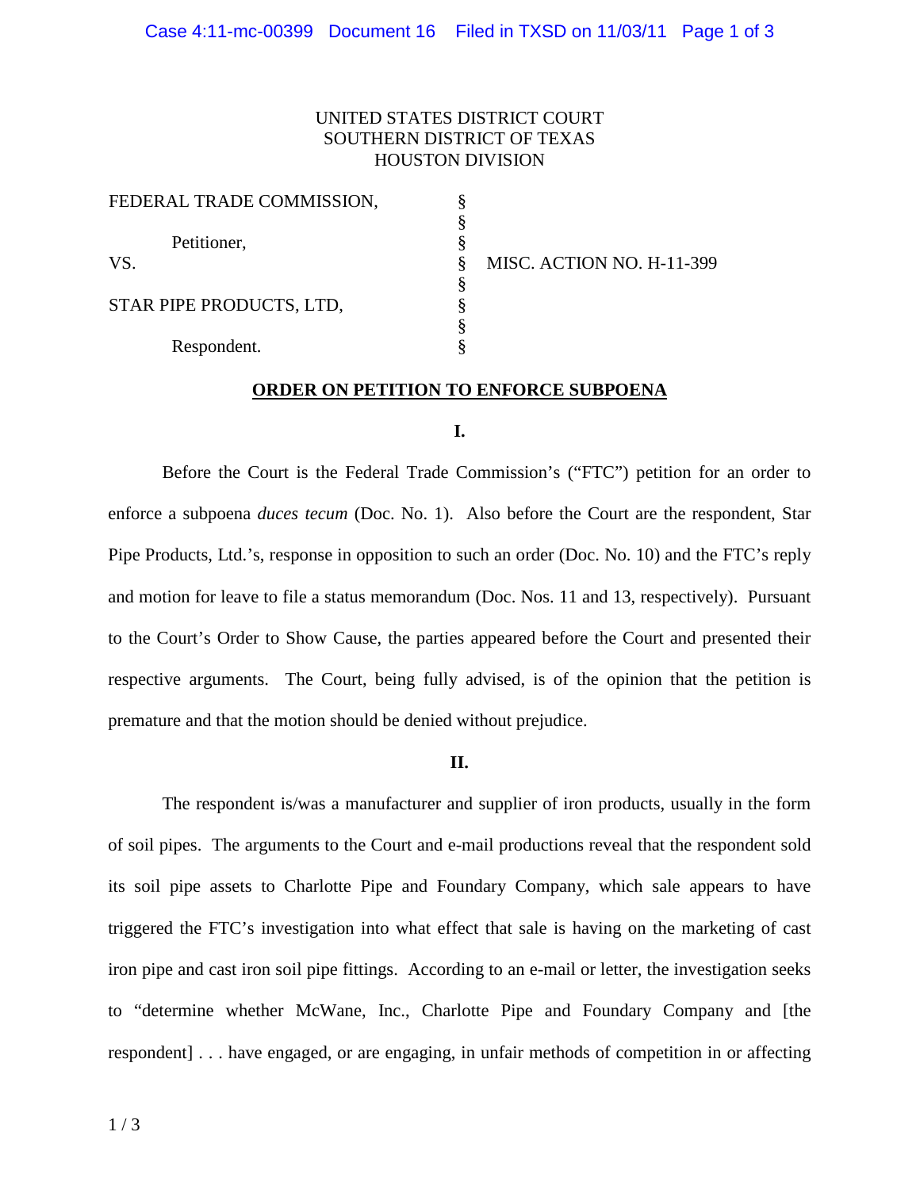UNITED STATES DISTRICT COURT
SOUTHERN DISTRICT OF TEXAS
HOUSTON DIVISION

| | | |
|---|---|---|
| FEDERAL TRADE COMMISSION, | § | |
| | § | |
| Petitioner, | § | |
| VS. | § | MISC. ACTION NO. H-11-399 |
| | § | |
| STAR PIPE PRODUCTS, LTD, | § | |
| | § | |
| Respondent. | § | |

## ORDER ON PETITION TO ENFORCE SUBPOENA

### I.

Before the Court is the Federal Trade Commission's ("FTC") petition for an order to enforce a subpoena *duces tecum* (Doc. No. 1). Also before the Court are the respondent, Star Pipe Products, Ltd.'s, response in opposition to such an order (Doc. No. 10) and the FTC's reply and motion for leave to file a status memorandum (Doc. Nos. 11 and 13, respectively). Pursuant to the Court's Order to Show Cause, the parties appeared before the Court and presented their respective arguments. The Court, being fully advised, is of the opinion that the petition is premature and that the motion should be denied without prejudice.

### II.

The respondent is/was a manufacturer and supplier of iron products, usually in the form of soil pipes. The arguments to the Court and e-mail productions reveal that the respondent sold its soil pipe assets to Charlotte Pipe and Foundary Company, which sale appears to have triggered the FTC's investigation into what effect that sale is having on the marketing of cast iron pipe and cast iron soil pipe fittings. According to an e-mail or letter, the investigation seeks to "determine whether McWane, Inc., Charlotte Pipe and Foundary Company and [the respondent] . . . have engaged, or are engaging, in unfair methods of competition in or affecting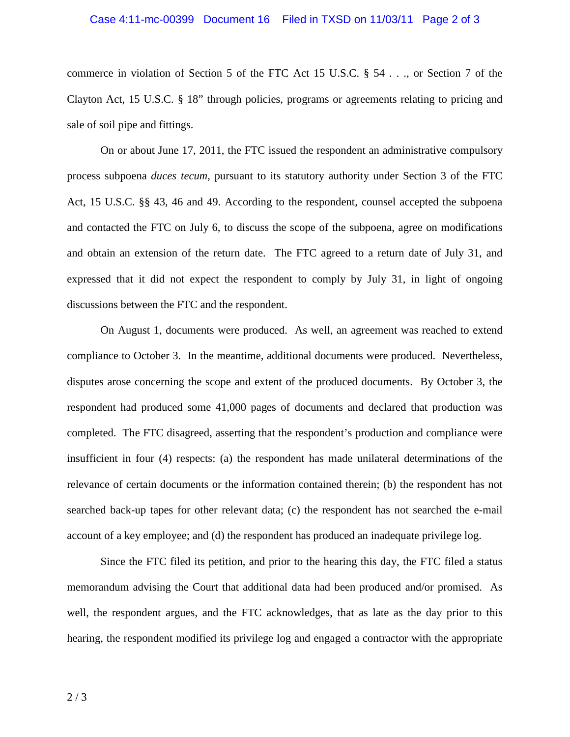commerce in violation of Section 5 of the FTC Act 15 U.S.C. § 54 . . ., or Section 7 of the Clayton Act, 15 U.S.C. § 18" through policies, programs or agreements relating to pricing and sale of soil pipe and fittings.

On or about June 17, 2011, the FTC issued the respondent an administrative compulsory process subpoena *duces tecum*, pursuant to its statutory authority under Section 3 of the FTC Act, 15 U.S.C. §§ 43, 46 and 49. According to the respondent, counsel accepted the subpoena and contacted the FTC on July 6, to discuss the scope of the subpoena, agree on modifications and obtain an extension of the return date. The FTC agreed to a return date of July 31, and expressed that it did not expect the respondent to comply by July 31, in light of ongoing discussions between the FTC and the respondent.

On August 1, documents were produced. As well, an agreement was reached to extend compliance to October 3. In the meantime, additional documents were produced. Nevertheless, disputes arose concerning the scope and extent of the produced documents. By October 3, the respondent had produced some 41,000 pages of documents and declared that production was completed. The FTC disagreed, asserting that the respondent's production and compliance were insufficient in four (4) respects: (a) the respondent has made unilateral determinations of the relevance of certain documents or the information contained therein; (b) the respondent has not searched back-up tapes for other relevant data; (c) the respondent has not searched the e-mail account of a key employee; and (d) the respondent has produced an inadequate privilege log.

Since the FTC filed its petition, and prior to the hearing this day, the FTC filed a status memorandum advising the Court that additional data had been produced and/or promised. As well, the respondent argues, and the FTC acknowledges, that as late as the day prior to this hearing, the respondent modified its privilege log and engaged a contractor with the appropriate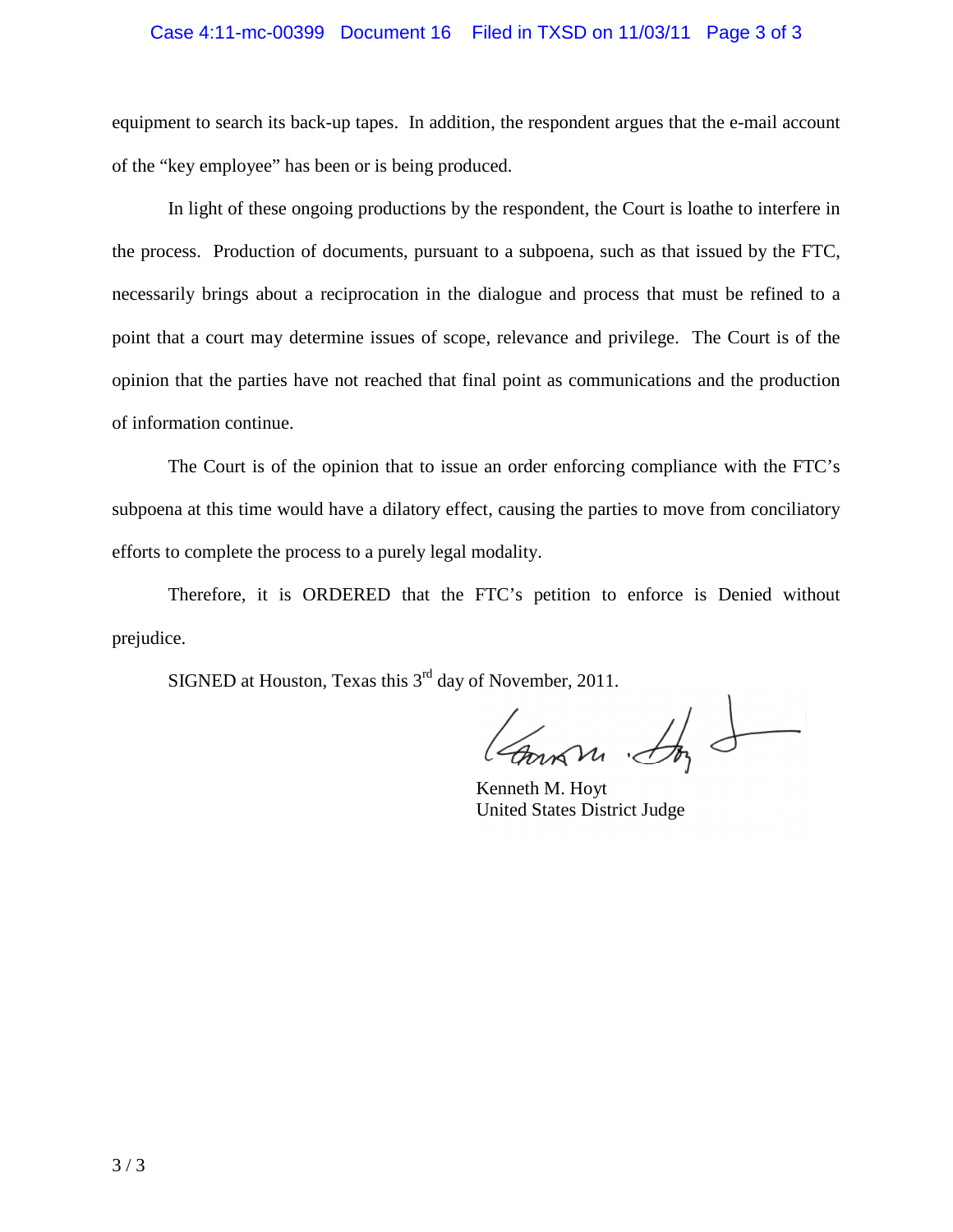equipment to search its back-up tapes. In addition, the respondent argues that the e-mail account of the "key employee" has been or is being produced.

In light of these ongoing productions by the respondent, the Court is loathe to interfere in the process. Production of documents, pursuant to a subpoena, such as that issued by the FTC, necessarily brings about a reciprocation in the dialogue and process that must be refined to a point that a court may determine issues of scope, relevance and privilege. The Court is of the opinion that the parties have not reached that final point as communications and the production of information continue.

The Court is of the opinion that to issue an order enforcing compliance with the FTC's subpoena at this time would have a dilatory effect, causing the parties to move from conciliatory efforts to complete the process to a purely legal modality.

Therefore, it is ORDERED that the FTC's petition to enforce is Denied without prejudice.

SIGNED at Houston, Texas this 3rd day of November, 2011.

Kenneth M. Hoyt
United States District Judge